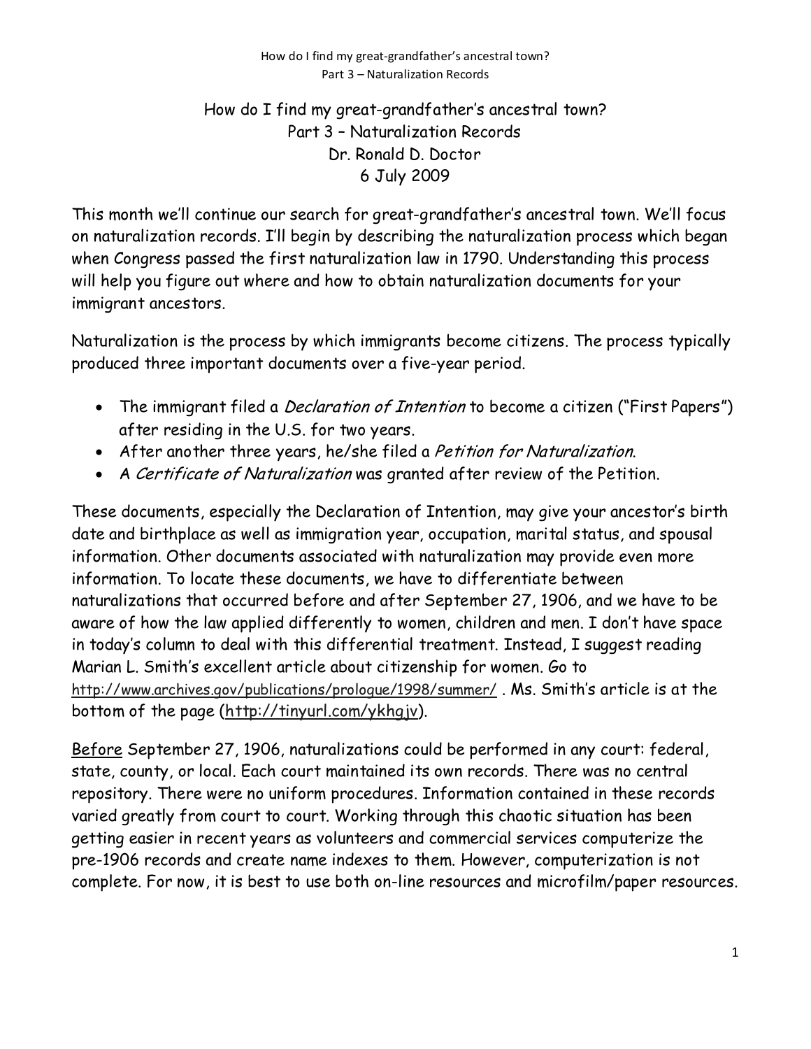# How do I find my great-grandfather's ancestral town?

## Part 3 – Naturalization Records

Dr. Ronald D. Doctor

6 July 2009

This month we'll continue our search for great-grandfather's ancestral town. We'll focus on naturalization records. I'll begin by describing the naturalization process which began when Congress passed the first naturalization law in 1790. Understanding this process will help you figure out where and how to obtain naturalization documents for your immigrant ancestors.

Naturalization is the process by which immigrants become citizens. The process typically produced three important documents over a five-year period.

- The immigrant filed a *Declaration of Intention* to become a citizen ("First Papers") after residing in the U.S. for two years.
- After another three years, he/she filed a *Petition for Naturalization*.
- A *Certificate of Naturalization* was granted after review of the Petition.

These documents, especially the Declaration of Intention, may give your ancestor's birth date and birthplace as well as immigration year, occupation, marital status, and spousal information. Other documents associated with naturalization may provide even more information. To locate these documents, we have to differentiate between naturalizations that occurred before and after September 27, 1906, and we have to be aware of how the law applied differently to women, children and men. I don't have space in today's column to deal with this differential treatment. Instead, I suggest reading Marian L. Smith's excellent article about citizenship for women. Go to http://www.archives.gov/publications/prologue/1998/summer/ . Ms. Smith's article is at the bottom of the page (http://tinyurl.com/ykhgjv).

Before September 27, 1906, naturalizations could be performed in any court: federal, state, county, or local. Each court maintained its own records. There was no central repository. There were no uniform procedures. Information contained in these records varied greatly from court to court. Working through this chaotic situation has been getting easier in recent years as volunteers and commercial services computerize the pre-1906 records and create name indexes to them. However, computerization is not complete. For now, it is best to use both on-line resources and microfilm/paper resources.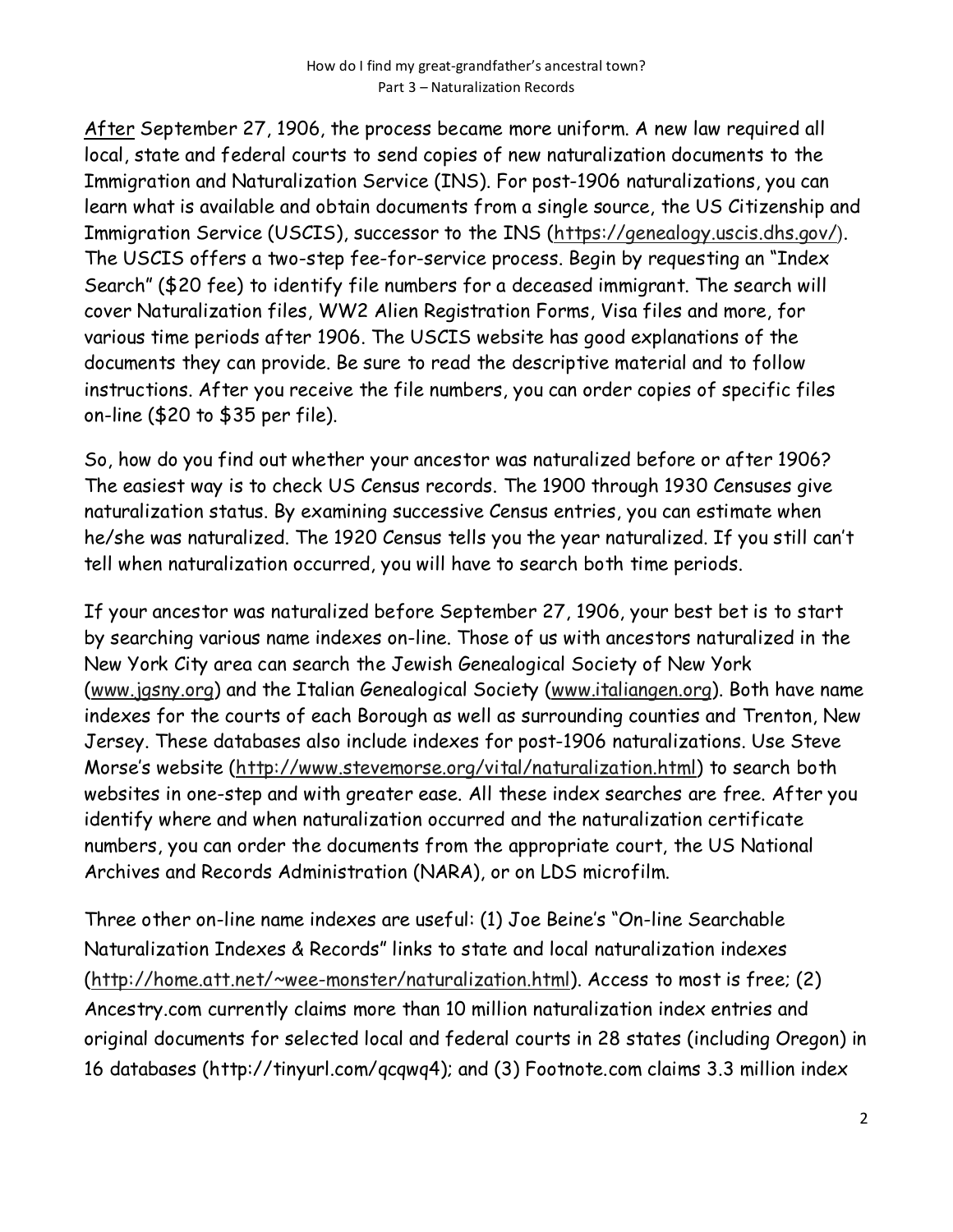<u>After</u> September 27, 1906, the process became more uniform. A new law required all local, state and federal courts to send copies of new naturalization documents to the Immigration and Naturalization Service (INS). For post-1906 naturalizations, you can learn what is available and obtain documents from a single source, the US Citizenship and Immigration Service (USCIS), successor to the INS (https://genealogy.uscis.dhs.gov/). The USCIS offers a two-step fee-for-service process. Begin by requesting an "Index Search" ($20 fee) to identify file numbers for a deceased immigrant. The search will cover Naturalization files, WW2 Alien Registration Forms, Visa files and more, for various time periods after 1906. The USCIS website has good explanations of the documents they can provide. Be sure to read the descriptive material and to follow instructions. After you receive the file numbers, you can order copies of specific files on-line ($20 to $35 per file).

So, how do you find out whether your ancestor was naturalized before or after 1906? The easiest way is to check US Census records. The 1900 through 1930 Censuses give naturalization status. By examining successive Census entries, you can estimate when he/she was naturalized. The 1920 Census tells you the year naturalized. If you still can't tell when naturalization occurred, you will have to search both time periods.

If your ancestor was naturalized before September 27, 1906, your best bet is to start by searching various name indexes on-line. Those of us with ancestors naturalized in the New York City area can search the Jewish Genealogical Society of New York (www.jgsny.org) and the Italian Genealogical Society (www.italiangen.org). Both have name indexes for the courts of each Borough as well as surrounding counties and Trenton, New Jersey. These databases also include indexes for post-1906 naturalizations. Use Steve Morse's website (http://www.stevemorse.org/vital/naturalization.html) to search both websites in one-step and with greater ease. All these index searches are free. After you identify where and when naturalization occurred and the naturalization certificate numbers, you can order the documents from the appropriate court, the US National Archives and Records Administration (NARA), or on LDS microfilm.

Three other on-line name indexes are useful: (1) Joe Beine's "On-line Searchable Naturalization Indexes & Records" links to state and local naturalization indexes (http://home.att.net/~wee-monster/naturalization.html). Access to most is free; (2) Ancestry.com currently claims more than 10 million naturalization index entries and original documents for selected local and federal courts in 28 states (including Oregon) in 16 databases (http://tinyurl.com/qcqwq4); and (3) Footnote.com claims 3.3 million index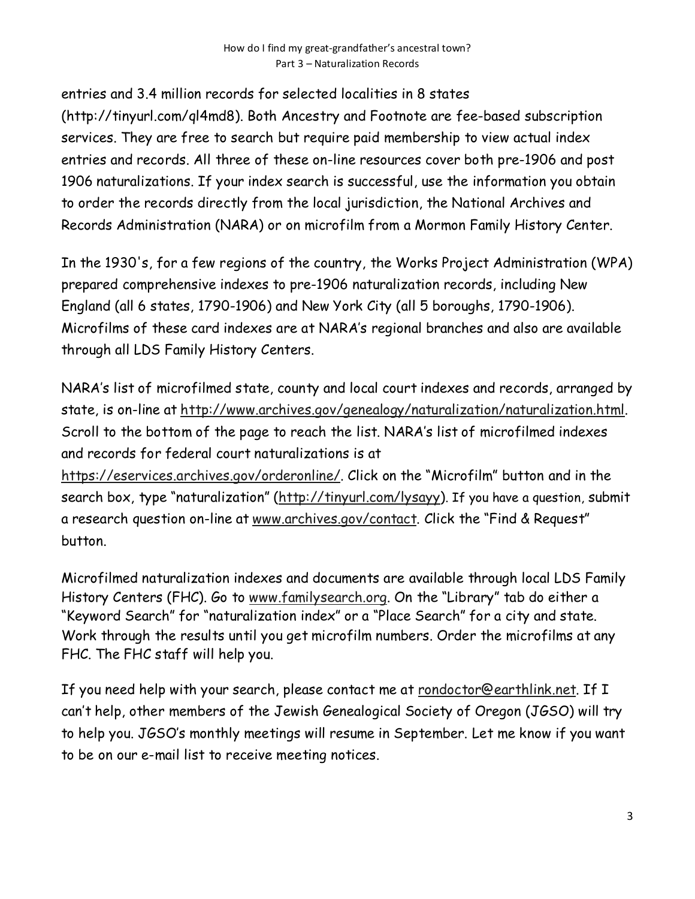entries and 3.4 million records for selected localities in 8 states (http://tinyurl.com/ql4md8). Both Ancestry and Footnote are fee-based subscription services. They are free to search but require paid membership to view actual index entries and records. All three of these on-line resources cover both pre-1906 and post 1906 naturalizations. If your index search is successful, use the information you obtain to order the records directly from the local jurisdiction, the National Archives and Records Administration (NARA) or on microfilm from a Mormon Family History Center.

In the 1930's, for a few regions of the country, the Works Project Administration (WPA) prepared comprehensive indexes to pre-1906 naturalization records, including New England (all 6 states, 1790-1906) and New York City (all 5 boroughs, 1790-1906). Microfilms of these card indexes are at NARA's regional branches and also are available through all LDS Family History Centers.

NARA's list of microfilmed state, county and local court indexes and records, arranged by state, is on-line at http://www.archives.gov/genealogy/naturalization/naturalization.html. Scroll to the bottom of the page to reach the list. NARA's list of microfilmed indexes and records for federal court naturalizations is at https://eservices.archives.gov/orderonline/. Click on the "Microfilm" button and in the search box, type "naturalization" (http://tinyurl.com/lysayy). If you have a question, submit a research question on-line at www.archives.gov/contact. Click the "Find & Request" button.

Microfilmed naturalization indexes and documents are available through local LDS Family History Centers (FHC). Go to www.familysearch.org. On the "Library" tab do either a "Keyword Search" for "naturalization index" or a "Place Search" for a city and state. Work through the results until you get microfilm numbers. Order the microfilms at any FHC. The FHC staff will help you.

If you need help with your search, please contact me at rondoctor@earthlink.net. If I can't help, other members of the Jewish Genealogical Society of Oregon (JGSO) will try to help you. JGSO's monthly meetings will resume in September. Let me know if you want to be on our e-mail list to receive meeting notices.